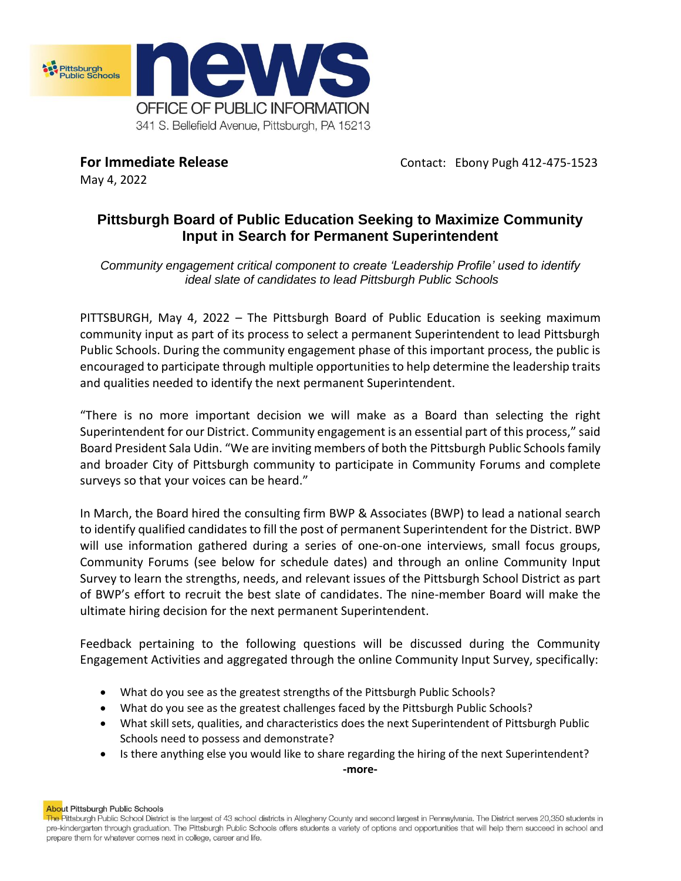Pittsburgh Public Schools

# news

OFFICE OF PUBLIC INFORMATION

341 S. Bellefield Avenue, Pittsburgh, PA 15213

**For Immediate Release**
May 4, 2022

Contact: Ebony Pugh 412-475-1523

## Pittsburgh Board of Public Education Seeking to Maximize Community Input in Search for Permanent Superintendent

*Community engagement critical component to create 'Leadership Profile' used to identify ideal slate of candidates to lead Pittsburgh Public Schools*

PITTSBURGH, May 4, 2022 – The Pittsburgh Board of Public Education is seeking maximum community input as part of its process to select a permanent Superintendent to lead Pittsburgh Public Schools. During the community engagement phase of this important process, the public is encouraged to participate through multiple opportunities to help determine the leadership traits and qualities needed to identify the next permanent Superintendent.

"There is no more important decision we will make as a Board than selecting the right Superintendent for our District. Community engagement is an essential part of this process," said Board President Sala Udin. "We are inviting members of both the Pittsburgh Public Schools family and broader City of Pittsburgh community to participate in Community Forums and complete surveys so that your voices can be heard."

In March, the Board hired the consulting firm BWP & Associates (BWP) to lead a national search to identify qualified candidates to fill the post of permanent Superintendent for the District. BWP will use information gathered during a series of one-on-one interviews, small focus groups, Community Forums (see below for schedule dates) and through an online Community Input Survey to learn the strengths, needs, and relevant issues of the Pittsburgh School District as part of BWP's effort to recruit the best slate of candidates. The nine-member Board will make the ultimate hiring decision for the next permanent Superintendent.

Feedback pertaining to the following questions will be discussed during the Community Engagement Activities and aggregated through the online Community Input Survey, specifically:

- What do you see as the greatest strengths of the Pittsburgh Public Schools?
- What do you see as the greatest challenges faced by the Pittsburgh Public Schools?
- What skill sets, qualities, and characteristics does the next Superintendent of Pittsburgh Public Schools need to possess and demonstrate?
- Is there anything else you would like to share regarding the hiring of the next Superintendent?

-more-

**About Pittsburgh Public Schools**
The Pittsburgh Public School District is the largest of 43 school districts in Allegheny County and second largest in Pennsylvania. The District serves 20,350 students in pre-kindergarten through graduation. The Pittsburgh Public Schools offers students a variety of options and opportunities that will help them succeed in school and prepare them for whatever comes next in college, career and life.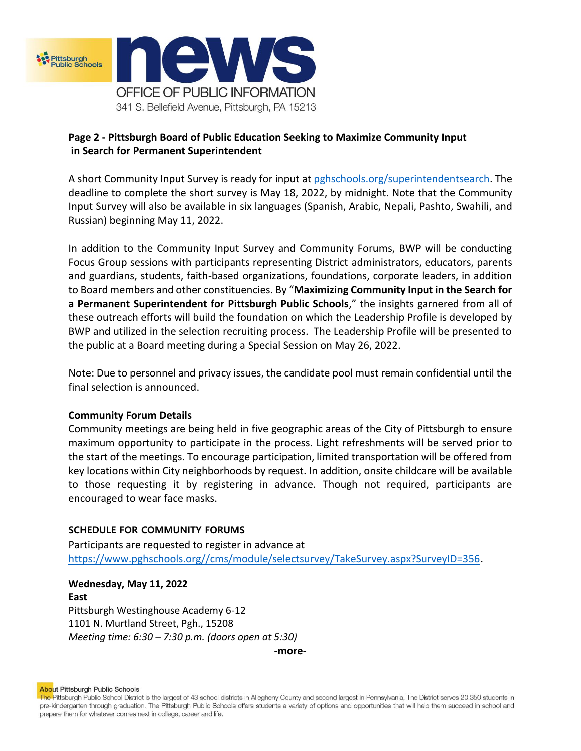**Page 2 - Pittsburgh Board of Public Education Seeking to Maximize Community Input in Search for Permanent Superintendent**

A short Community Input Survey is ready for input at [pghschools.org/superintendentsearch](pghschools.org/superintendentsearch). The deadline to complete the short survey is May 18, 2022, by midnight. Note that the Community Input Survey will also be available in six languages (Spanish, Arabic, Nepali, Pashto, Swahili, and Russian) beginning May 11, 2022.

In addition to the Community Input Survey and Community Forums, BWP will be conducting Focus Group sessions with participants representing District administrators, educators, parents and guardians, students, faith-based organizations, foundations, corporate leaders, in addition to Board members and other constituencies. By "**Maximizing Community Input in the Search for a Permanent Superintendent for Pittsburgh Public Schools**," the insights garnered from all of these outreach efforts will build the foundation on which the Leadership Profile is developed by BWP and utilized in the selection recruiting process. The Leadership Profile will be presented to the public at a Board meeting during a Special Session on May 26, 2022.

Note: Due to personnel and privacy issues, the candidate pool must remain confidential until the final selection is announced.

**Community Forum Details**

Community meetings are being held in five geographic areas of the City of Pittsburgh to ensure maximum opportunity to participate in the process. Light refreshments will be served prior to the start of the meetings. To encourage participation, limited transportation will be offered from key locations within City neighborhoods by request. In addition, onsite childcare will be available to those requesting it by registering in advance. Though not required, participants are encouraged to wear face masks.

**SCHEDULE FOR COMMUNITY FORUMS**

Participants are requested to register in advance at [https://www.pghschools.org//cms/module/selectsurvey/TakeSurvey.aspx?SurveyID=356](https://www.pghschools.org//cms/module/selectsurvey/TakeSurvey.aspx?SurveyID=356).

**Wednesday, May 11, 2022**

**East**
Pittsburgh Westinghouse Academy 6-12
1101 N. Murtland Street, Pgh., 15208
*Meeting time: 6:30 – 7:30 p.m. (doors open at 5:30)*

**-more-**

About Pittsburgh Public Schools
The Pittsburgh Public School District is the largest of 43 school districts in Allegheny County and second largest in Pennsylvania. The District serves 20,350 students in pre-kindergarten through graduation. The Pittsburgh Public Schools offers students a variety of options and opportunities that will help them succeed in school and prepare them for whatever comes next in college, career and life.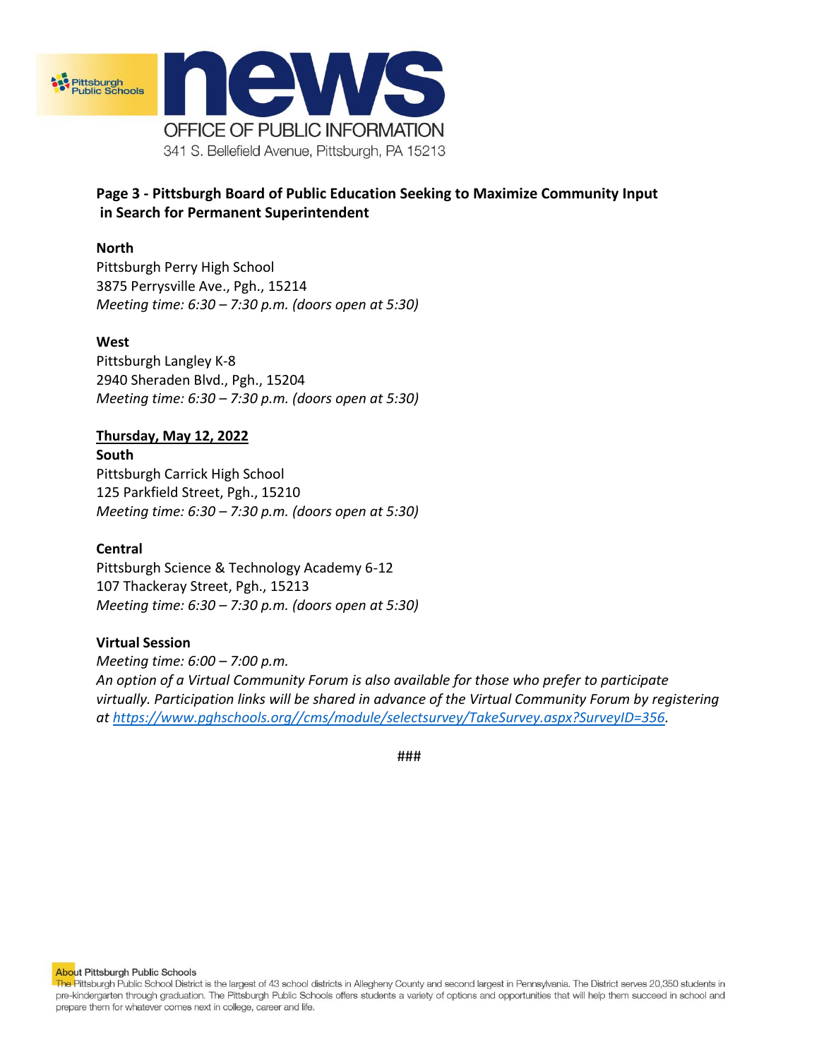**Page 3 - Pittsburgh Board of Public Education Seeking to Maximize Community Input in Search for Permanent Superintendent**

**North**
Pittsburgh Perry High School
3875 Perrysville Ave., Pgh., 15214
*Meeting time: 6:30 – 7:30 p.m. (doors open at 5:30)*

**West**
Pittsburgh Langley K-8
2940 Sheraden Blvd., Pgh., 15204
*Meeting time: 6:30 – 7:30 p.m. (doors open at 5:30)*

**Thursday, May 12, 2022**

**South**
Pittsburgh Carrick High School
125 Parkfield Street, Pgh., 15210
*Meeting time: 6:30 – 7:30 p.m. (doors open at 5:30)*

**Central**
Pittsburgh Science & Technology Academy 6-12
107 Thackeray Street, Pgh., 15213
*Meeting time: 6:30 – 7:30 p.m. (doors open at 5:30)*

**Virtual Session**
*Meeting time: 6:00 – 7:00 p.m.*
*An option of a Virtual Community Forum is also available for those who prefer to participate virtually. Participation links will be shared in advance of the Virtual Community Forum by registering at https://www.pghschools.org//cms/module/selectsurvey/TakeSurvey.aspx?SurveyID=356.*

###

**About Pittsburgh Public Schools**
The Pittsburgh Public School District is the largest of 43 school districts in Allegheny County and second largest in Pennsylvania. The District serves 20,350 students in pre-kindergarten through graduation. The Pittsburgh Public Schools offers students a variety of options and opportunities that will help them succeed in school and prepare them for whatever comes next in college, career and life.